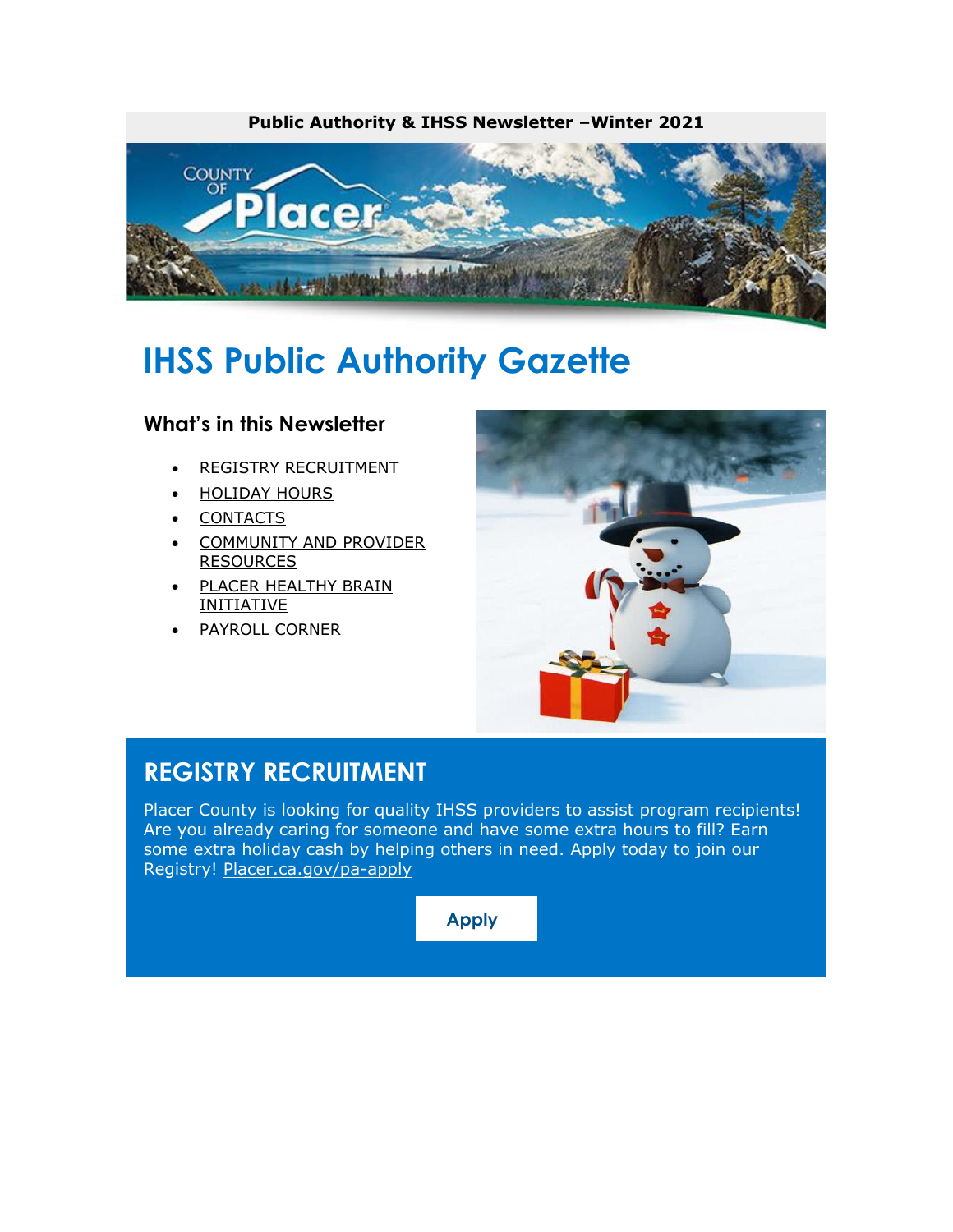**Public Authority & IHSS Newsletter –Winter 2021**

# IHSS Public Authority Gazette

## What's in this Newsletter

- REGISTRY RECRUITMENT
- HOLIDAY HOURS
- CONTACTS
- COMMUNITY AND PROVIDER RESOURCES
- PLACER HEALTHY BRAIN INITIATIVE
- PAYROLL CORNER

## REGISTRY RECRUITMENT

Placer County is looking for quality IHSS providers to assist program recipients! Are you already caring for someone and have some extra hours to fill? Earn some extra holiday cash by helping others in need. Apply today to join our Registry! Placer.ca.gov/pa-apply

Apply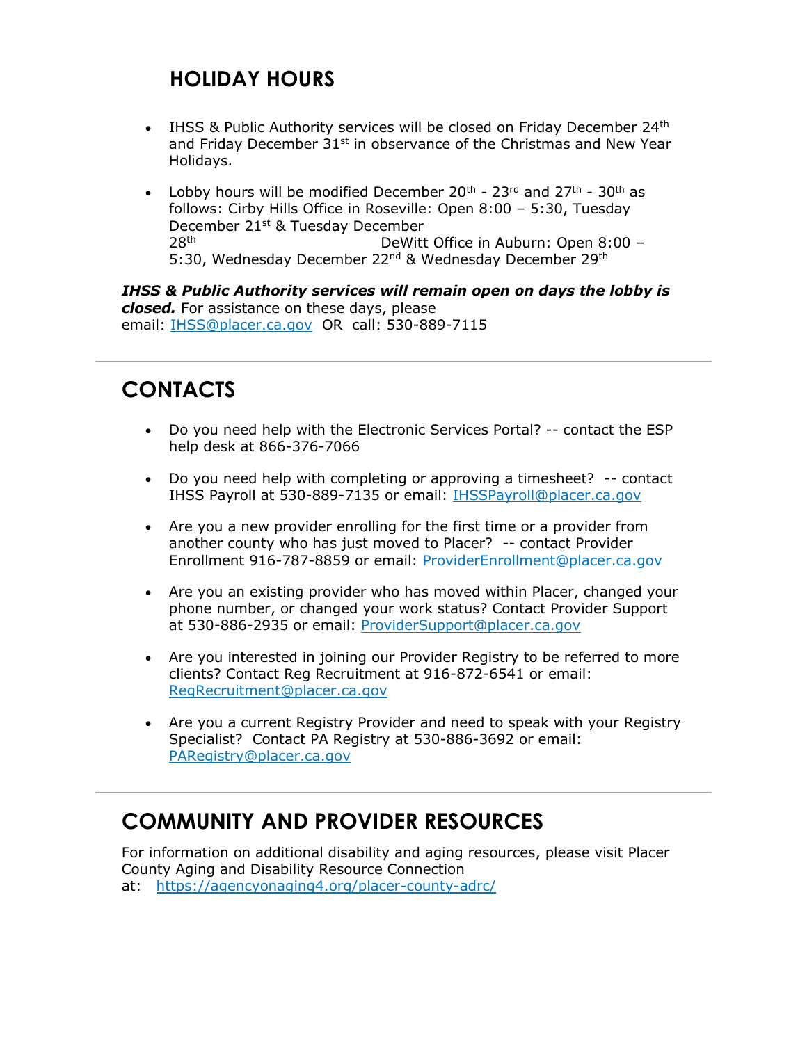## HOLIDAY HOURS

- IHSS & Public Authority services will be closed on Friday December 24th and Friday December 31st in observance of the Christmas and New Year Holidays.
- Lobby hours will be modified December 20th - 23rd and 27th - 30th as follows: Cirby Hills Office in Roseville: Open 8:00 – 5:30, Tuesday December 21st & Tuesday December 28th DeWitt Office in Auburn: Open 8:00 – 5:30, Wednesday December 22nd & Wednesday December 29th

***IHSS & Public Authority services will remain open on days the lobby is closed.*** For assistance on these days, please email: IHSS@placer.ca.gov OR call: 530-889-7115

# CONTACTS

- Do you need help with the Electronic Services Portal? -- contact the ESP help desk at 866-376-7066
- Do you need help with completing or approving a timesheet? -- contact IHSS Payroll at 530-889-7135 or email: IHSSPayroll@placer.ca.gov
- Are you a new provider enrolling for the first time or a provider from another county who has just moved to Placer? -- contact Provider Enrollment 916-787-8859 or email: ProviderEnrollment@placer.ca.gov
- Are you an existing provider who has moved within Placer, changed your phone number, or changed your work status? Contact Provider Support at 530-886-2935 or email: ProviderSupport@placer.ca.gov
- Are you interested in joining our Provider Registry to be referred to more clients? Contact Reg Recruitment at 916-872-6541 or email: RegRecruitment@placer.ca.gov
- Are you a current Registry Provider and need to speak with your Registry Specialist? Contact PA Registry at 530-886-3692 or email: PARegistry@placer.ca.gov

# COMMUNITY AND PROVIDER RESOURCES

For information on additional disability and aging resources, please visit Placer County Aging and Disability Resource Connection at: https://agencyonaging4.org/placer-county-adrc/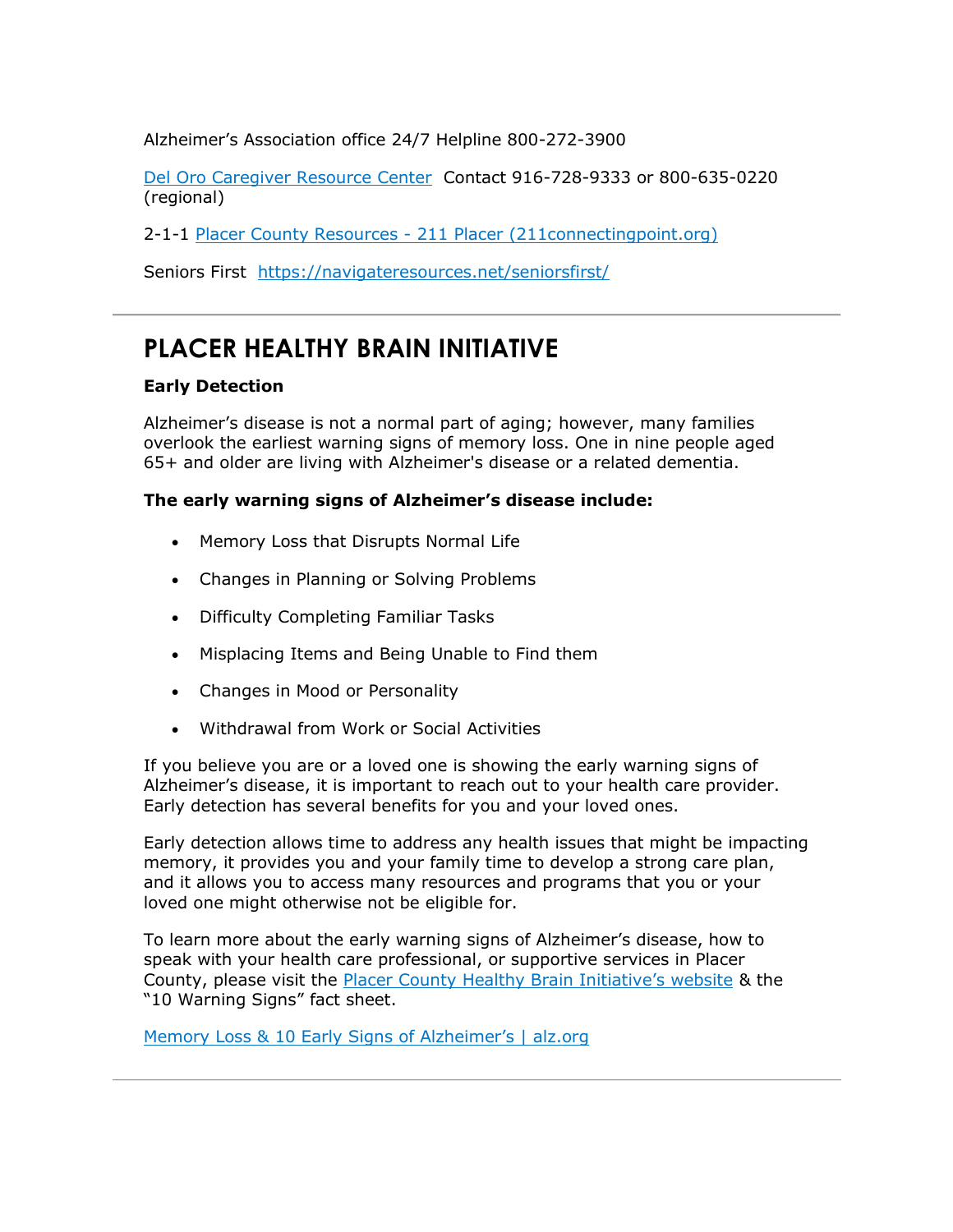Alzheimer's Association office 24/7 Helpline 800-272-3900

Del Oro Caregiver Resource Center Contact 916-728-9333 or 800-635-0220 (regional)

2-1-1 Placer County Resources - 211 Placer (211connectingpoint.org)

Seniors First https://navigateresources.net/seniorsfirst/

---

# PLACER HEALTHY BRAIN INITIATIVE

**Early Detection**

Alzheimer's disease is not a normal part of aging; however, many families overlook the earliest warning signs of memory loss. One in nine people aged 65+ and older are living with Alzheimer's disease or a related dementia.

**The early warning signs of Alzheimer's disease include:**

- Memory Loss that Disrupts Normal Life
- Changes in Planning or Solving Problems
- Difficulty Completing Familiar Tasks
- Misplacing Items and Being Unable to Find them
- Changes in Mood or Personality
- Withdrawal from Work or Social Activities

If you believe you are or a loved one is showing the early warning signs of Alzheimer's disease, it is important to reach out to your health care provider. Early detection has several benefits for you and your loved ones.

Early detection allows time to address any health issues that might be impacting memory, it provides you and your family time to develop a strong care plan, and it allows you to access many resources and programs that you or your loved one might otherwise not be eligible for.

To learn more about the early warning signs of Alzheimer's disease, how to speak with your health care professional, or supportive services in Placer County, please visit the Placer County Healthy Brain Initiative's website & the "10 Warning Signs" fact sheet.

Memory Loss & 10 Early Signs of Alzheimer's | alz.org

---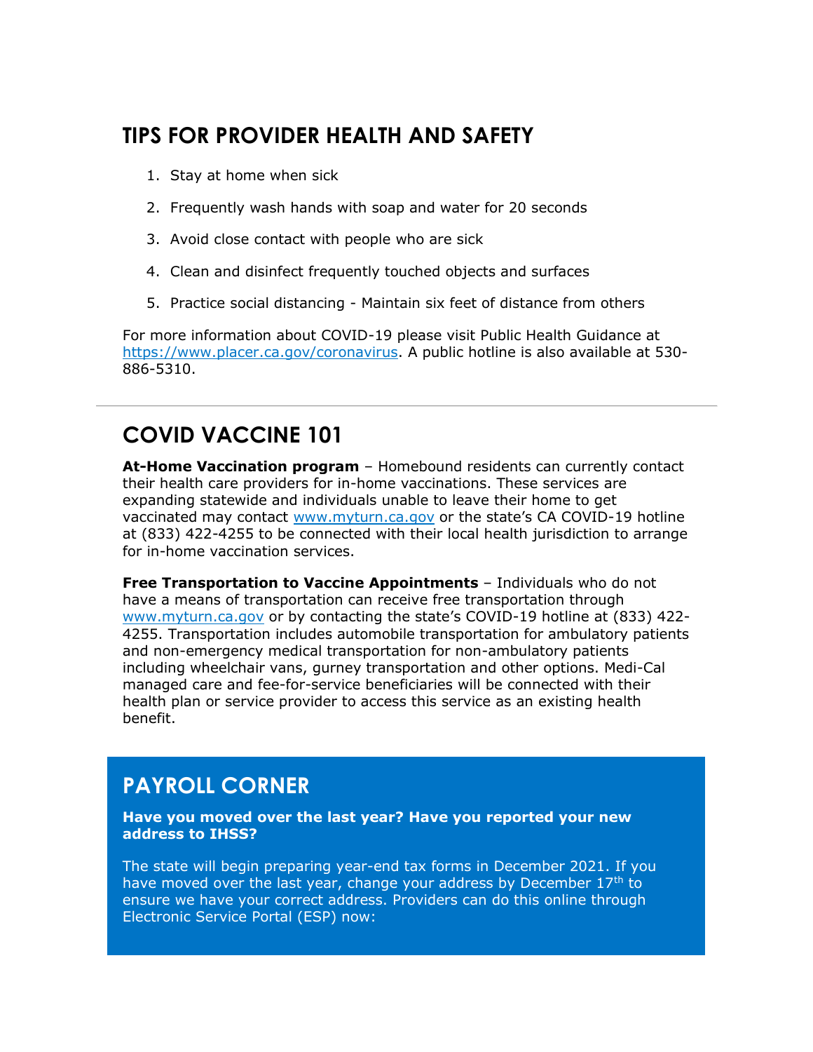## TIPS FOR PROVIDER HEALTH AND SAFETY

1. Stay at home when sick
2. Frequently wash hands with soap and water for 20 seconds
3. Avoid close contact with people who are sick
4. Clean and disinfect frequently touched objects and surfaces
5. Practice social distancing - Maintain six feet of distance from others

For more information about COVID-19 please visit Public Health Guidance at https://www.placer.ca.gov/coronavirus. A public hotline is also available at 530-886-5310.

---

## COVID VACCINE 101

**At-Home Vaccination program** – Homebound residents can currently contact their health care providers for in-home vaccinations. These services are expanding statewide and individuals unable to leave their home to get vaccinated may contact www.myturn.ca.gov or the state's CA COVID-19 hotline at (833) 422-4255 to be connected with their local health jurisdiction to arrange for in-home vaccination services.

**Free Transportation to Vaccine Appointments** – Individuals who do not have a means of transportation can receive free transportation through www.myturn.ca.gov or by contacting the state's COVID-19 hotline at (833) 422-4255. Transportation includes automobile transportation for ambulatory patients and non-emergency medical transportation for non-ambulatory patients including wheelchair vans, gurney transportation and other options. Medi-Cal managed care and fee-for-service beneficiaries will be connected with their health plan or service provider to access this service as an existing health benefit.

## PAYROLL CORNER

**Have you moved over the last year? Have you reported your new address to IHSS?**

The state will begin preparing year-end tax forms in December 2021. If you have moved over the last year, change your address by December 17th to ensure we have your correct address. Providers can do this online through Electronic Service Portal (ESP) now: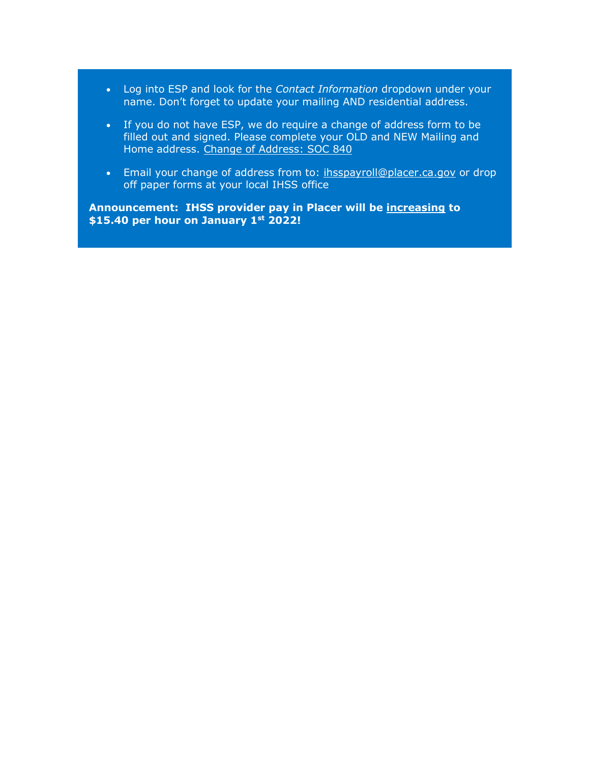- Log into ESP and look for the *Contact Information* dropdown under your name. Don't forget to update your mailing AND residential address.

- If you do not have ESP, we do require a change of address form to be filled out and signed. Please complete your OLD and NEW Mailing and Home address. Change of Address: SOC 840

- Email your change of address from to: ihsspayroll@placer.ca.gov or drop off paper forms at your local IHSS office

**Announcement: IHSS provider pay in Placer will be increasing to $15.40 per hour on January 1st 2022!**